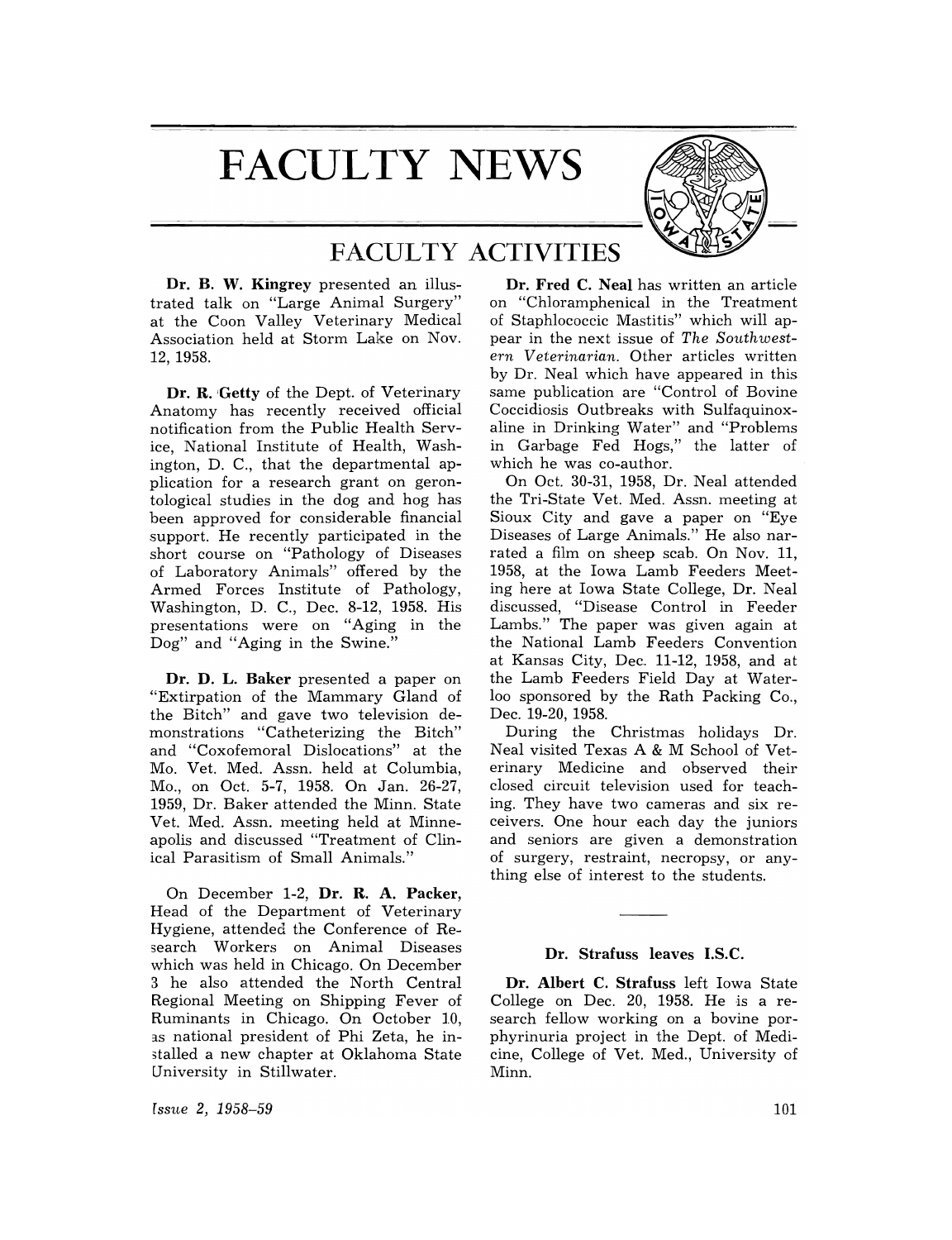# FACULTY NEWS

## FACULTY ACTIVITIES

**Dr. B. W. Kingrey** presented an illustrated talk on "Large Animal Surgery" at the Coon Valley Veterinary Medical Association held at Storm Lake on Nov. 12, 1958.

**Dr. R. Getty** of the Dept. of Veterinary Anatomy has recently received official notification from the Public Health Service, National Institute of Health, Washington, D. C., that the departmental application for a research grant on gerontological studies in the dog and hog has been approved for considerable financial support. He recently participated in the short course on "Pathology of Diseases of Laboratory Animals" offered by the Armed Forces Institute of Pathology, Washington, D. C., Dec. 8-12, 1958. His presentations were on "Aging in the Dog" and "Aging in the Swine."

**Dr. D. L. Baker** presented a paper on "Extirpation of the Mammary Gland of the Bitch" and gave two television demonstrations "Catheterizing the Bitch" and "Coxofemoral Dislocations" at the Mo. Vet. Med. Assn. held at Columbia, Mo., on Oct. 5-7, 1958. On Jan. 26-27, 1959, Dr. Baker attended the Minn. State Vet. Med. Assn. meeting held at Minneapolis and discussed "Treatment of Clinical Parasitism of Small Animals."

On December 1-2, **Dr. R. A. Packer,** Head of the Department of Veterinary Hygiene, attended the Conference of Research Workers on Animal Diseases which was held in Chicago. On December 3 he also attended the North Central Regional Meeting on Shipping Fever of Ruminants in Chicago. On October 10, as national president of Phi Zeta, he installed a new chapter at Oklahoma State University in Stillwater.

**Dr. Fred C. Neal** has written an article on "Chloramphenical in the Treatment of Staphlococcic Mastitis" which will appear in the next issue of *The Southwestern Veterinarian.* Other articles written by Dr. Neal which have appeared in this same publication are "Control of Bovine Coccidiosis Outbreaks with Sulfaquinoxaline in Drinking Water" and "Problems in Garbage Fed Hogs," the latter of which he was co-author.

On Oct. 30-31, 1958, Dr. Neal attended the Tri-State Vet. Med. Assn. meeting at Sioux City and gave a paper on "Eye Diseases of Large Animals." He also narrated a film on sheep scab. On Nov. 11, 1958, at the Iowa Lamb Feeders Meeting here at Iowa State College, Dr. Neal discussed, "Disease Control in Feeder Lambs." The paper was given again at the National Lamb Feeders Convention at Kansas City, Dec. 11-12, 1958, and at the Lamb Feeders Field Day at Waterloo sponsored by the Rath Packing Co., Dec. 19-20, 1958.

During the Christmas holidays Dr. Neal visited Texas A & M School of Veterinary Medicine and observed their closed circuit television used for teaching. They have two cameras and six receivers. One hour each day the juniors and seniors are given a demonstration of surgery, restraint, necropsy, or anything else of interest to the students.

---

### Dr. Strafuss leaves I.S.C.

**Dr. Albert C. Strafuss** left Iowa State College on Dec. 20, 1958. He is a research fellow working on a bovine porphyrinuria project in the Dept. of Medicine, College of Vet. Med., University of Minn.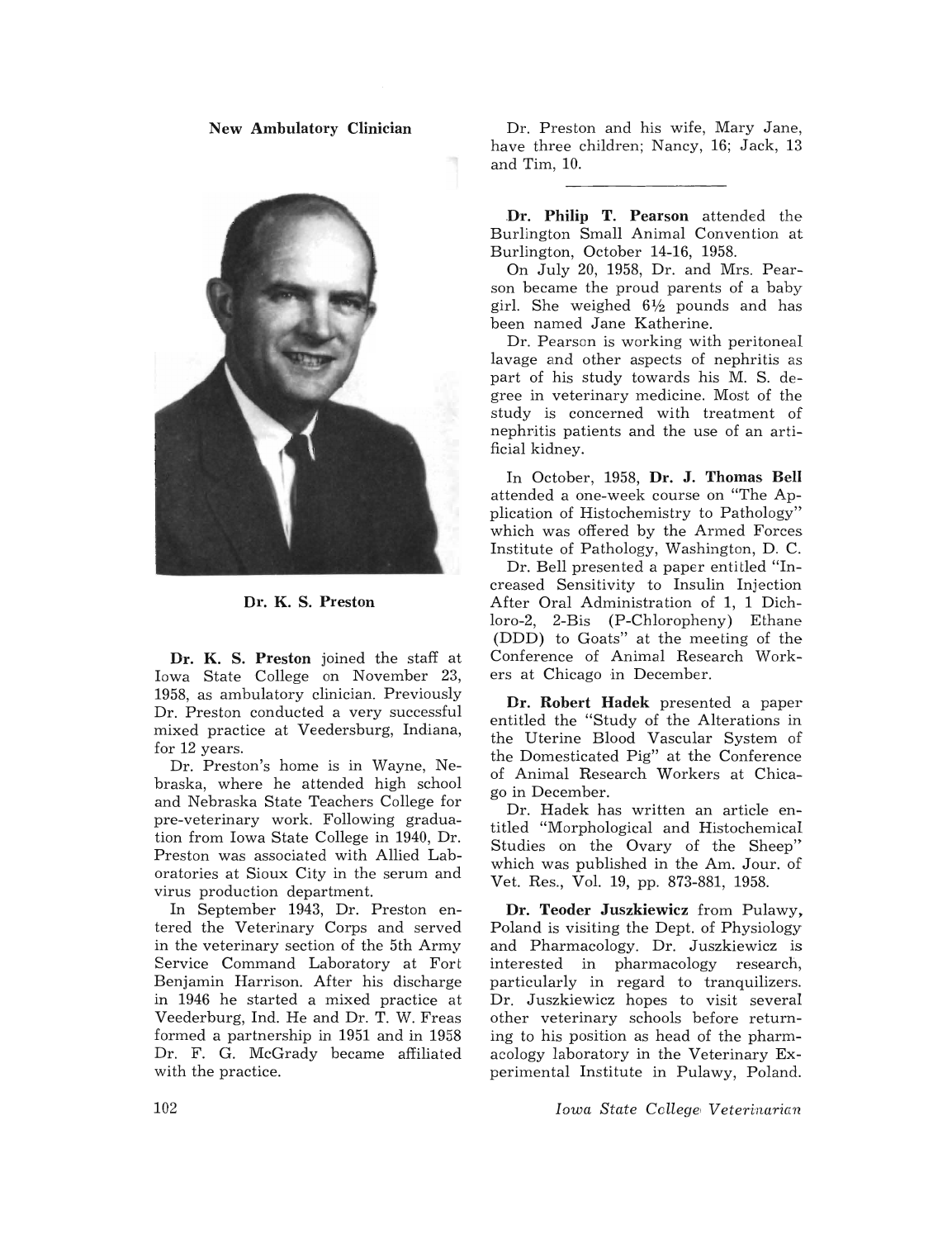## New Ambulatory Clinician

Dr. K. S. Preston

**Dr. K. S. Preston** joined the staff at Iowa State College on November 23, 1958, as ambulatory clinician. Previously Dr. Preston conducted a very successful mixed practice at Veedersburg, Indiana, for 12 years.

Dr. Preston's home is in Wayne, Nebraska, where he attended high school and Nebraska State Teachers College for pre-veterinary work. Following graduation from Iowa State College in 1940, Dr. Preston was associated with Allied Laboratories at Sioux City in the serum and virus production department.

In September 1943, Dr. Preston entered the Veterinary Corps and served in the veterinary section of the 5th Army Service Command Laboratory at Fort Benjamin Harrison. After his discharge in 1946 he started a mixed practice at Veederburg, Ind. He and Dr. T. W. Freas formed a partnership in 1951 and in 1958 Dr. F. G. McGrady became affiliated with the practice.

Dr. Preston and his wife, Mary Jane, have three children; Nancy, 16; Jack, 13 and Tim, 10.

---

**Dr. Philip T. Pearson** attended the Burlington Small Animal Convention at Burlington, October 14-16, 1958.

On July 20, 1958, Dr. and Mrs. Pearson became the proud parents of a baby girl. She weighed 6½ pounds and has been named Jane Katherine.

Dr. Pearson is working with peritoneal lavage and other aspects of nephritis as part of his study towards his M. S. degree in veterinary medicine. Most of the study is concerned with treatment of nephritis patients and the use of an artificial kidney.

In October, 1958, **Dr. J. Thomas Bell** attended a one-week course on "The Application of Histochemistry to Pathology" which was offered by the Armed Forces Institute of Pathology, Washington, D. C.

Dr. Bell presented a paper entitled "Increased Sensitivity to Insulin Injection After Oral Administration of 1, 1 Dichloro-2, 2-Bis (P-Chloropheny) Ethane (DDD) to Goats" at the meeting of the Conference of Animal Research Workers at Chicago in December.

**Dr. Robert Hadek** presented a paper entitled the "Study of the Alterations in the Uterine Blood Vascular System of the Domesticated Pig" at the Conference of Animal Research Workers at Chicago in December.

Dr. Hadek has written an article entitled "Morphological and Histochemical Studies on the Ovary of the Sheep" which was published in the Am. Jour. of Vet. Res., Vol. 19, pp. 873-881, 1958.

**Dr. Teoder Juszkiewicz** from Pulawy, Poland is visiting the Dept. of Physiology and Pharmacology. Dr. Juszkiewicz is interested in pharmacology research, particularly in regard to tranquilizers. Dr. Juszkiewicz hopes to visit several other veterinary schools before returning to his position as head of the pharmacology laboratory in the Veterinary Experimental Institute in Pulawy, Poland.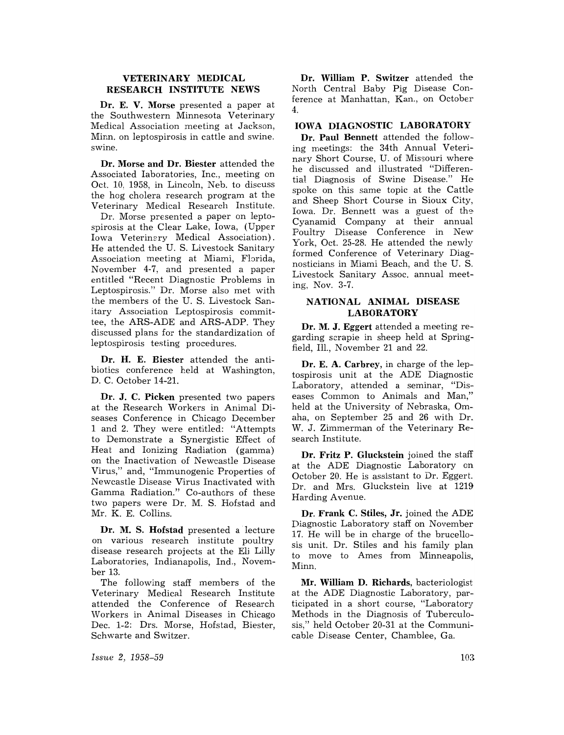## VETERINARY MEDICAL RESEARCH INSTITUTE NEWS

**Dr. E. V. Morse** presented a paper at the Southwestern Minnesota Veterinary Medical Association meeting at Jackson, Minn. on leptospirosis in cattle and swine. swine.

**Dr. Morse and Dr. Biester** attended the Associated laboratories, Inc., meeting on Oct. 10, 1958, in Lincoln, Neb. to discuss the hog cholera research program at the Veterinary Medical Research Institute.

Dr. Morse presented a paper on leptospirosis at the Clear Lake, Iowa, (Upper Iowa Veterinary Medical Association). He attended the U. S. Livestock Sanitary Association meeting at Miami, Florida, November 4-7, and presented a paper entitled "Recent Diagnostic Problems in Leptospirosis." Dr. Morse also met with the members of the U. S. Livestock Sanitary Association Leptospirosis committee, the ARS-ADE and ARS-ADP. They discussed plans for the standardization of leptospirosis testing procedures.

**Dr. H. E. Biester** attended the antibiotics conference held at Washington, D. C. October 14-21.

**Dr. J. C. Picken** presented two papers at the Research Workers in Animal Diseases Conference in Chicago December 1 and 2. They were entitled: "Attempts to Demonstrate a Synergistic Effect of Heat and Ionizing Radiation (gamma) on the Inactivation of Newcastle Disease Virus," and, "Immunogenic Properties of Newcastle Disease Virus Inactivated with Gamma Radiation." Co-authors of these two papers were Dr. M. S. Hofstad and Mr. K. E. Collins.

**Dr. M. S. Hofstad** presented a lecture on various research institute poultry disease research projects at the Eli Lilly Laboratories, Indianapolis, Ind., November 13.

The following staff members of the Veterinary Medical Research Institute attended the Conference of Research Workers in Animal Diseases in Chicago Dec. 1-2: Drs. Morse, Hofstad, Biester, Schwarte and Switzer.

**Dr. William P. Switzer** attended the North Central Baby Pig Disease Conference at Manhattan, Kan., on October 4.

## IOWA DIAGNOSTIC LABORATORY

**Dr. Paul Bennett** attended the following meetings: the 34th Annual Veterinary Short Course, U. of Missouri where he discussed and illustrated "Differential Diagnosis of Swine Disease." He spoke on this same topic at the Cattle and Sheep Short Course in Sioux City, Iowa. Dr. Bennett was a guest of the Cyanamid Company at their annual Poultry Disease Conference in New York, Oct. 25-28. He attended the newly formed Conference of Veterinary Diagnosticians in Miami Beach, and the U. S. Livestock Sanitary Assoc. annual meeting, Nov. 3-7.

## NATIONAL ANIMAL DISEASE LABORATORY

**Dr. M. J. Eggert** attended a meeting regarding scrapie in sheep held at Springfield, Ill., November 21 and 22.

**Dr. E. A. Carbrey**, in charge of the leptospirosis unit at the ADE Diagnostic Laboratory, attended a seminar, "Diseases Common to Animals and Man," held at the University of Nebraska, Omaha, on September 25 and 26 with Dr. W. J. Zimmerman of the Veterinary Research Institute.

**Dr. Fritz P. Gluckstein** joined the staff at the ADE Diagnostic Laboratory on October 20. He is assistant to Dr. Eggert. Dr. and Mrs. Gluckstein live at 1219 Harding Avenue.

**Dr. Frank C. Stiles, Jr.** joined the ADE Diagnostic Laboratory staff on November 17. He will be in charge of the brucellosis unit. Dr. Stiles and his family plan to move to Ames from Minneapolis, Minn.

**Mr. William D. Richards**, bacteriologist at the ADE Diagnostic Laboratory, participated in a short course, "Laboratory Methods in the Diagnosis of Tuberculosis," held October 20-31 at the Communicable Disease Center, Chamblee, Ga.